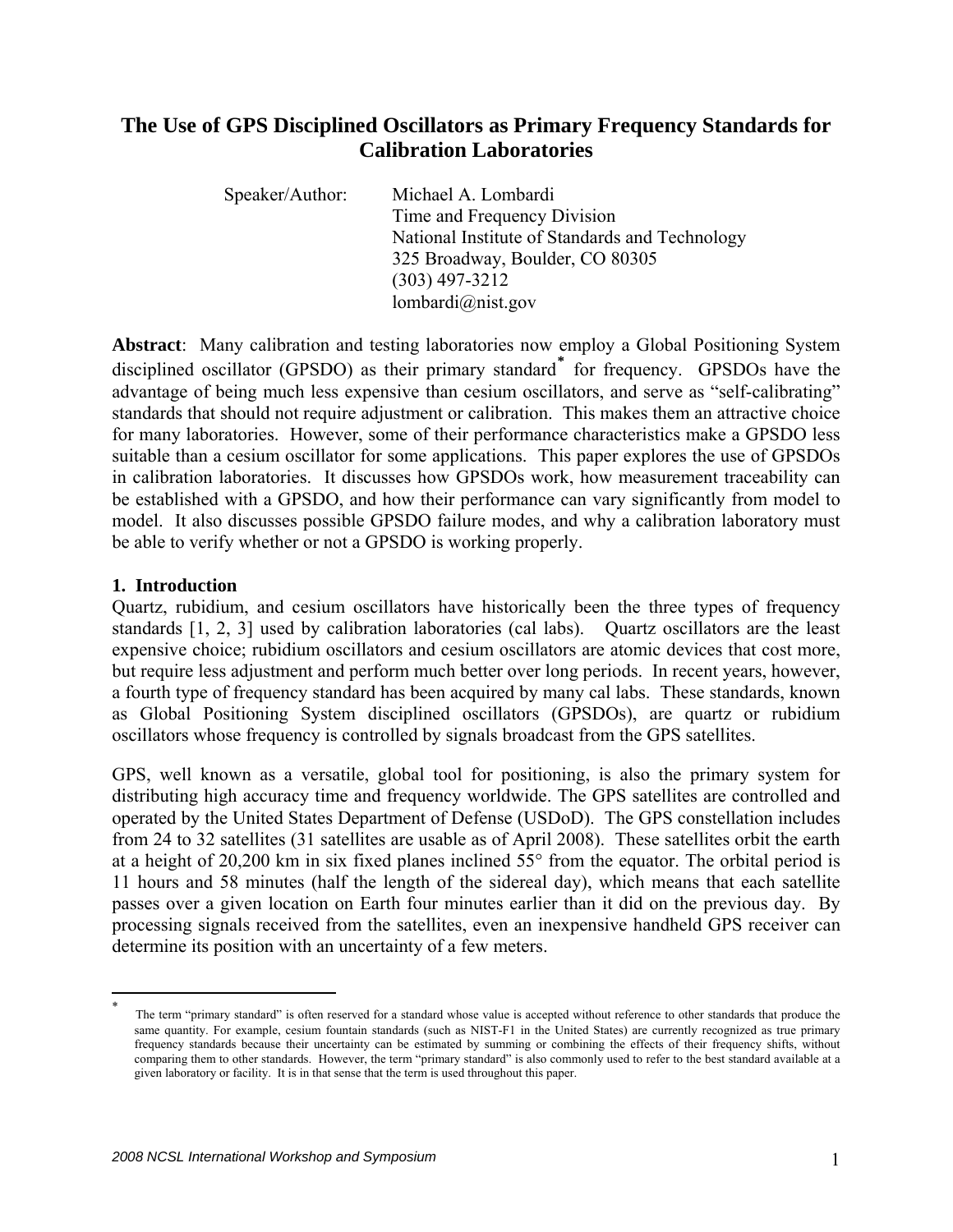# The Use of GPS Disciplined Oscillators as Primary Frequency Standards for Calibration Laboratories

Speaker/Author: Michael A. Lombardi
Time and Frequency Division
National Institute of Standards and Technology
325 Broadway, Boulder, CO 80305
(303) 497-3212
lombardi@nist.gov

**Abstract**: Many calibration and testing laboratories now employ a Global Positioning System disciplined oscillator (GPSDO) as their primary standard* for frequency. GPSDOs have the advantage of being much less expensive than cesium oscillators, and serve as "self-calibrating" standards that should not require adjustment or calibration. This makes them an attractive choice for many laboratories. However, some of their performance characteristics make a GPSDO less suitable than a cesium oscillator for some applications. This paper explores the use of GPSDOs in calibration laboratories. It discusses how GPSDOs work, how measurement traceability can be established with a GPSDO, and how their performance can vary significantly from model to model. It also discusses possible GPSDO failure modes, and why a calibration laboratory must be able to verify whether or not a GPSDO is working properly.

## 1. Introduction

Quartz, rubidium, and cesium oscillators have historically been the three types of frequency standards [1, 2, 3] used by calibration laboratories (cal labs). Quartz oscillators are the least expensive choice; rubidium oscillators and cesium oscillators are atomic devices that cost more, but require less adjustment and perform much better over long periods. In recent years, however, a fourth type of frequency standard has been acquired by many cal labs. These standards, known as Global Positioning System disciplined oscillators (GPSDOs), are quartz or rubidium oscillators whose frequency is controlled by signals broadcast from the GPS satellites.

GPS, well known as a versatile, global tool for positioning, is also the primary system for distributing high accuracy time and frequency worldwide. The GPS satellites are controlled and operated by the United States Department of Defense (USDoD). The GPS constellation includes from 24 to 32 satellites (31 satellites are usable as of April 2008). These satellites orbit the earth at a height of 20,200 km in six fixed planes inclined 55° from the equator. The orbital period is 11 hours and 58 minutes (half the length of the sidereal day), which means that each satellite passes over a given location on Earth four minutes earlier than it did on the previous day. By processing signals received from the satellites, even an inexpensive handheld GPS receiver can determine its position with an uncertainty of a few meters.

---

* The term "primary standard" is often reserved for a standard whose value is accepted without reference to other standards that produce the same quantity. For example, cesium fountain standards (such as NIST-F1 in the United States) are currently recognized as true primary frequency standards because their uncertainty can be estimated by summing or combining the effects of their frequency shifts, without comparing them to other standards. However, the term "primary standard" is also commonly used to refer to the best standard available at a given laboratory or facility. It is in that sense that the term is used throughout this paper.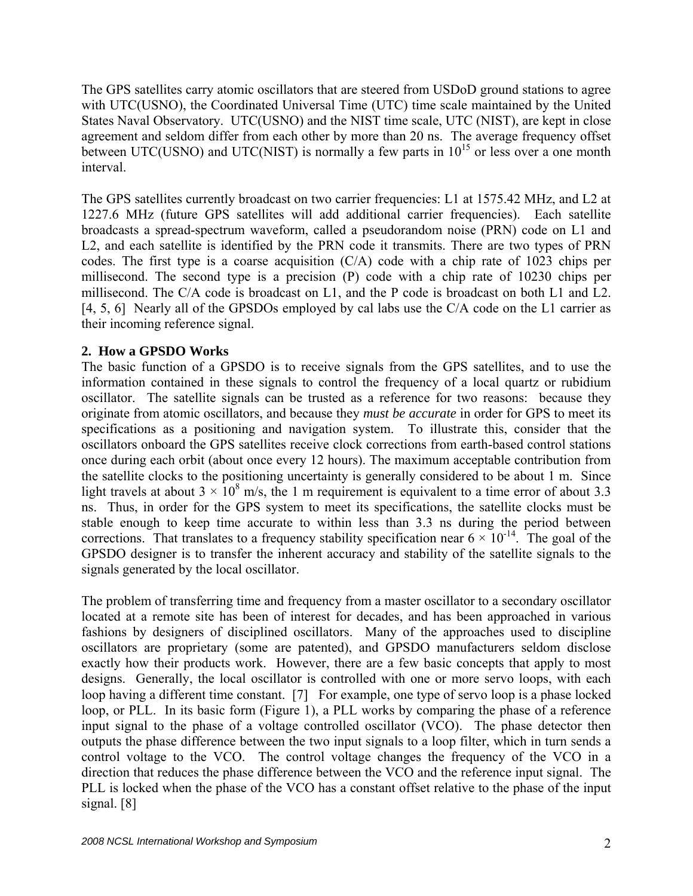The GPS satellites carry atomic oscillators that are steered from USDoD ground stations to agree with UTC(USNO), the Coordinated Universal Time (UTC) time scale maintained by the United States Naval Observatory. UTC(USNO) and the NIST time scale, UTC (NIST), are kept in close agreement and seldom differ from each other by more than 20 ns. The average frequency offset between UTC(USNO) and UTC(NIST) is normally a few parts in $10^{15}$ or less over a one month interval.

The GPS satellites currently broadcast on two carrier frequencies: L1 at 1575.42 MHz, and L2 at 1227.6 MHz (future GPS satellites will add additional carrier frequencies). Each satellite broadcasts a spread-spectrum waveform, called a pseudorandom noise (PRN) code on L1 and L2, and each satellite is identified by the PRN code it transmits. There are two types of PRN codes. The first type is a coarse acquisition (C/A) code with a chip rate of 1023 chips per millisecond. The second type is a precision (P) code with a chip rate of 10230 chips per millisecond. The C/A code is broadcast on L1, and the P code is broadcast on both L1 and L2. [4, 5, 6] Nearly all of the GPSDOs employed by cal labs use the C/A code on the L1 carrier as their incoming reference signal.

## 2. How a GPSDO Works

The basic function of a GPSDO is to receive signals from the GPS satellites, and to use the information contained in these signals to control the frequency of a local quartz or rubidium oscillator. The satellite signals can be trusted as a reference for two reasons: because they originate from atomic oscillators, and because they *must be accurate* in order for GPS to meet its specifications as a positioning and navigation system. To illustrate this, consider that the oscillators onboard the GPS satellites receive clock corrections from earth-based control stations once during each orbit (about once every 12 hours). The maximum acceptable contribution from the satellite clocks to the positioning uncertainty is generally considered to be about 1 m. Since light travels at about $3 \times 10^8$ m/s, the 1 m requirement is equivalent to a time error of about 3.3 ns. Thus, in order for the GPS system to meet its specifications, the satellite clocks must be stable enough to keep time accurate to within less than 3.3 ns during the period between corrections. That translates to a frequency stability specification near $6 \times 10^{-14}$. The goal of the GPSDO designer is to transfer the inherent accuracy and stability of the satellite signals to the signals generated by the local oscillator.

The problem of transferring time and frequency from a master oscillator to a secondary oscillator located at a remote site has been of interest for decades, and has been approached in various fashions by designers of disciplined oscillators. Many of the approaches used to discipline oscillators are proprietary (some are patented), and GPSDO manufacturers seldom disclose exactly how their products work. However, there are a few basic concepts that apply to most designs. Generally, the local oscillator is controlled with one or more servo loops, with each loop having a different time constant. [7] For example, one type of servo loop is a phase locked loop, or PLL. In its basic form (Figure 1), a PLL works by comparing the phase of a reference input signal to the phase of a voltage controlled oscillator (VCO). The phase detector then outputs the phase difference between the two input signals to a loop filter, which in turn sends a control voltage to the VCO. The control voltage changes the frequency of the VCO in a direction that reduces the phase difference between the VCO and the reference input signal. The PLL is locked when the phase of the VCO has a constant offset relative to the phase of the input signal. [8]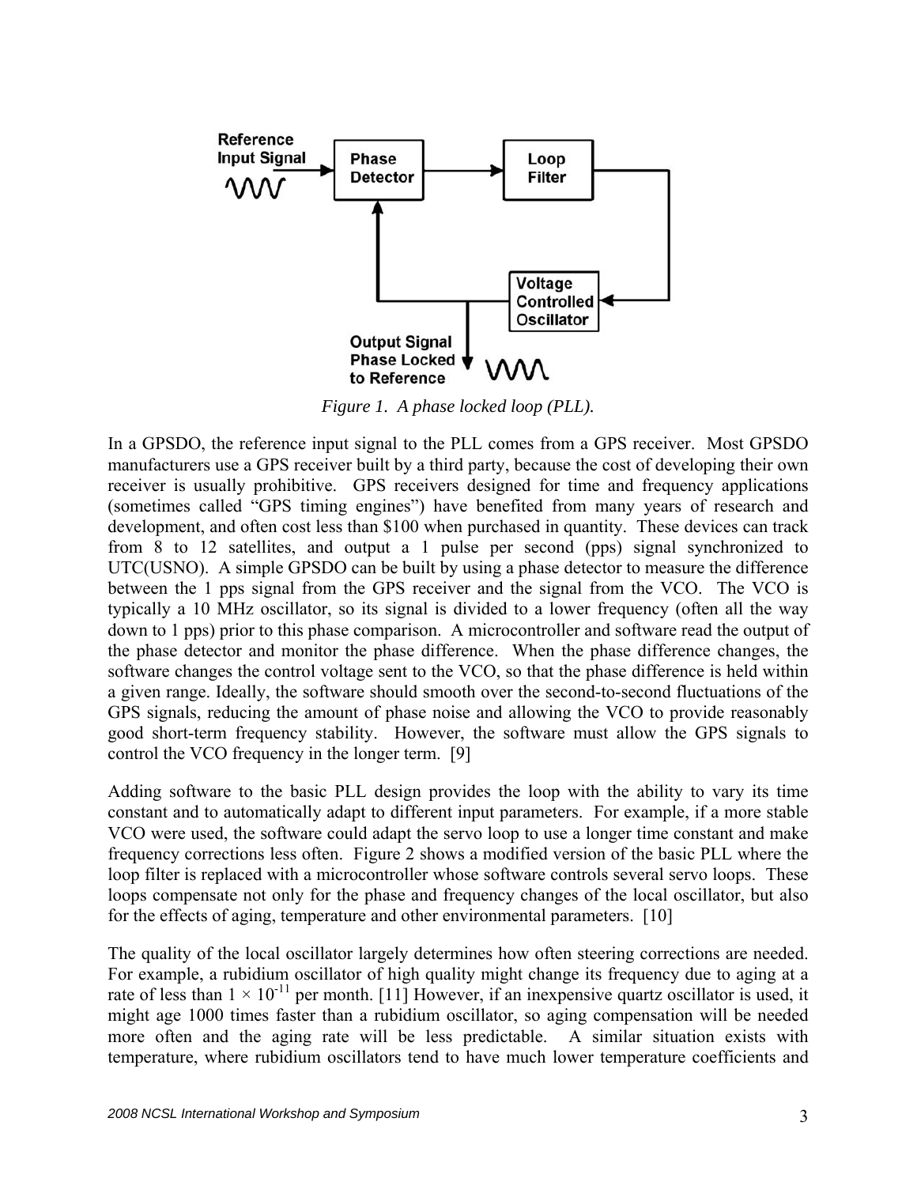Reference Input Signal

Phase Detector

Loop Filter

Voltage Controlled Oscillator

Output Signal Phase Locked to Reference

*Figure 1. A phase locked loop (PLL).*

In a GPSDO, the reference input signal to the PLL comes from a GPS receiver. Most GPSDO manufacturers use a GPS receiver built by a third party, because the cost of developing their own receiver is usually prohibitive. GPS receivers designed for time and frequency applications (sometimes called "GPS timing engines") have benefited from many years of research and development, and often cost less than $100 when purchased in quantity. These devices can track from 8 to 12 satellites, and output a 1 pulse per second (pps) signal synchronized to UTC(USNO). A simple GPSDO can be built by using a phase detector to measure the difference between the 1 pps signal from the GPS receiver and the signal from the VCO. The VCO is typically a 10 MHz oscillator, so its signal is divided to a lower frequency (often all the way down to 1 pps) prior to this phase comparison. A microcontroller and software read the output of the phase detector and monitor the phase difference. When the phase difference changes, the software changes the control voltage sent to the VCO, so that the phase difference is held within a given range. Ideally, the software should smooth over the second-to-second fluctuations of the GPS signals, reducing the amount of phase noise and allowing the VCO to provide reasonably good short-term frequency stability. However, the software must allow the GPS signals to control the VCO frequency in the longer term. [9]

Adding software to the basic PLL design provides the loop with the ability to vary its time constant and to automatically adapt to different input parameters. For example, if a more stable VCO were used, the software could adapt the servo loop to use a longer time constant and make frequency corrections less often. Figure 2 shows a modified version of the basic PLL where the loop filter is replaced with a microcontroller whose software controls several servo loops. These loops compensate not only for the phase and frequency changes of the local oscillator, but also for the effects of aging, temperature and other environmental parameters. [10]

The quality of the local oscillator largely determines how often steering corrections are needed. For example, a rubidium oscillator of high quality might change its frequency due to aging at a rate of less than $1 \times 10^{-11}$ per month. [11] However, if an inexpensive quartz oscillator is used, it might age 1000 times faster than a rubidium oscillator, so aging compensation will be needed more often and the aging rate will be less predictable. A similar situation exists with temperature, where rubidium oscillators tend to have much lower temperature coefficients and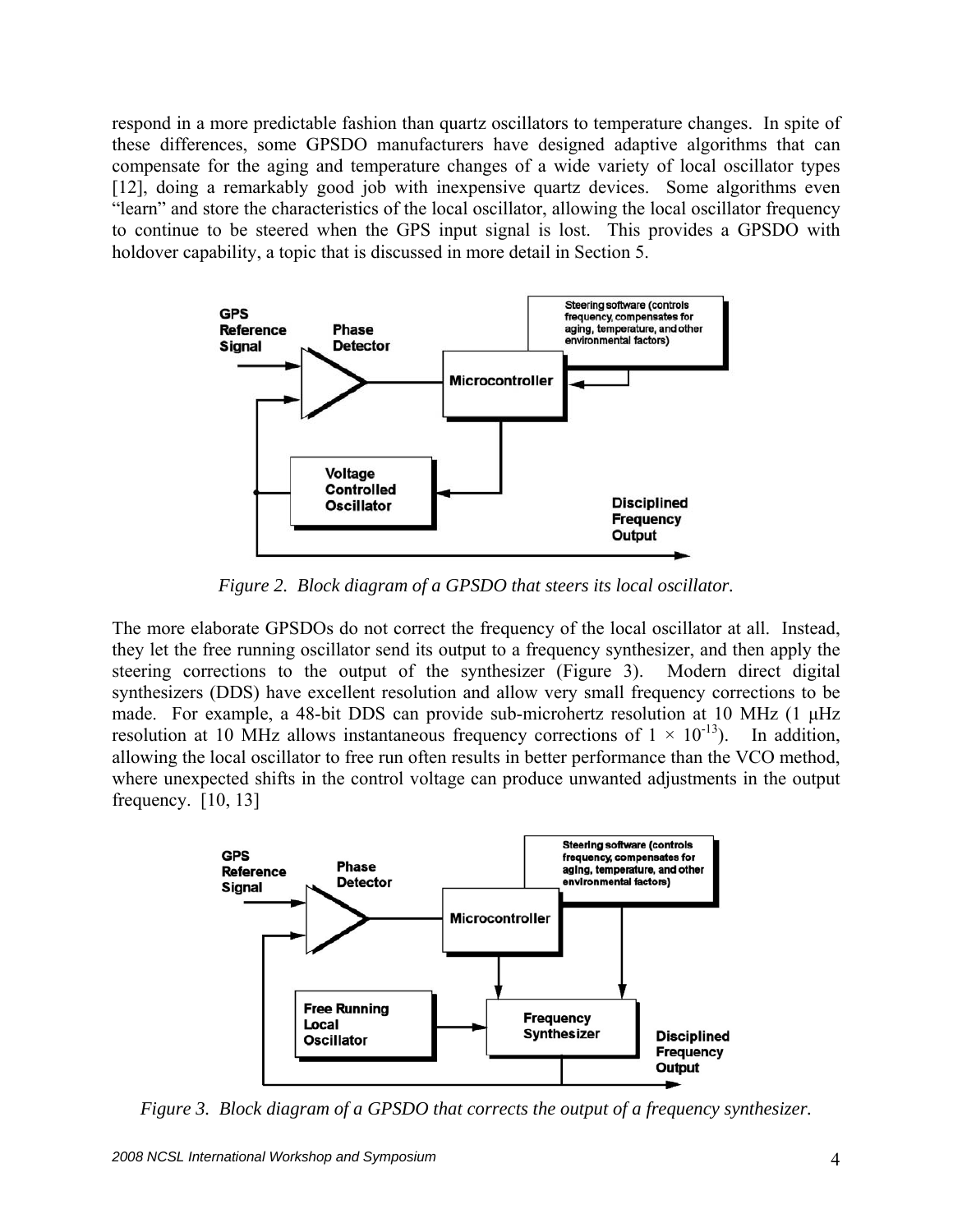respond in a more predictable fashion than quartz oscillators to temperature changes. In spite of these differences, some GPSDO manufacturers have designed adaptive algorithms that can compensate for the aging and temperature changes of a wide variety of local oscillator types [12], doing a remarkably good job with inexpensive quartz devices. Some algorithms even "learn" and store the characteristics of the local oscillator, allowing the local oscillator frequency to continue to be steered when the GPS input signal is lost. This provides a GPSDO with holdover capability, a topic that is discussed in more detail in Section 5.

GPS Reference Signal

Phase Detector

Microcontroller

Steering software (controls frequency, compensates for aging, temperature, and other environmental factors)

Voltage Controlled Oscillator

Disciplined Frequency Output

*Figure 2. Block diagram of a GPSDO that steers its local oscillator.*

The more elaborate GPSDOs do not correct the frequency of the local oscillator at all. Instead, they let the free running oscillator send its output to a frequency synthesizer, and then apply the steering corrections to the output of the synthesizer (Figure 3). Modern direct digital synthesizers (DDS) have excellent resolution and allow very small frequency corrections to be made. For example, a 48-bit DDS can provide sub-microhertz resolution at 10 MHz (1 μHz resolution at 10 MHz allows instantaneous frequency corrections of $1 \times 10^{-13}$). In addition, allowing the local oscillator to free run often results in better performance than the VCO method, where unexpected shifts in the control voltage can produce unwanted adjustments in the output frequency. [10, 13]

GPS Reference Signal

Phase Detector

Microcontroller

Steering software (controls frequency, compensates for aging, temperature, and other environmental factors)

Free Running Local Oscillator

Frequency Synthesizer

Disciplined Frequency Output

*Figure 3. Block diagram of a GPSDO that corrects the output of a frequency synthesizer.*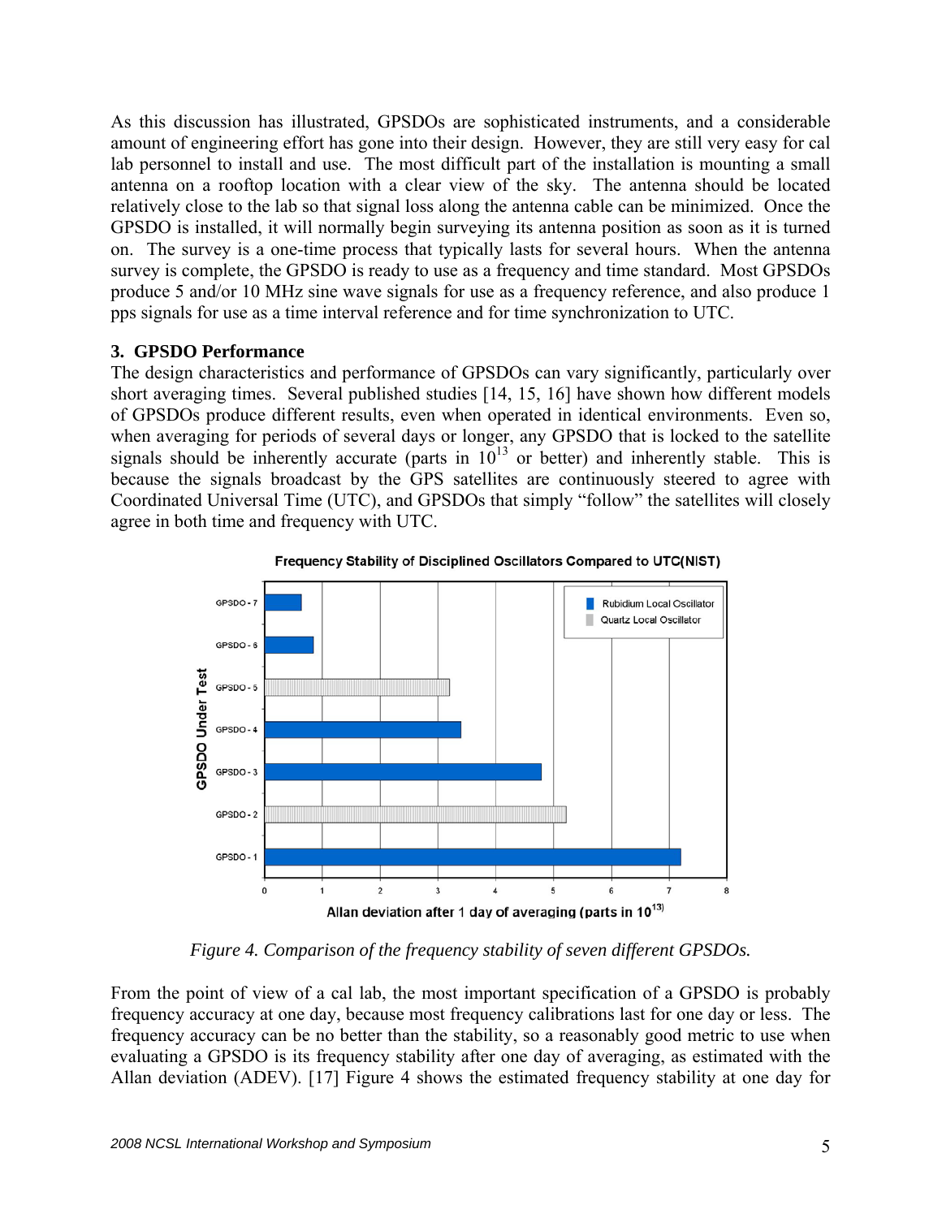As this discussion has illustrated, GPSDOs are sophisticated instruments, and a considerable amount of engineering effort has gone into their design. However, they are still very easy for cal lab personnel to install and use. The most difficult part of the installation is mounting a small antenna on a rooftop location with a clear view of the sky. The antenna should be located relatively close to the lab so that signal loss along the antenna cable can be minimized. Once the GPSDO is installed, it will normally begin surveying its antenna position as soon as it is turned on. The survey is a one-time process that typically lasts for several hours. When the antenna survey is complete, the GPSDO is ready to use as a frequency and time standard. Most GPSDOs produce 5 and/or 10 MHz sine wave signals for use as a frequency reference, and also produce 1 pps signals for use as a time interval reference and for time synchronization to UTC.

### 3. GPSDO Performance

The design characteristics and performance of GPSDOs can vary significantly, particularly over short averaging times. Several published studies [14, 15, 16] have shown how different models of GPSDOs produce different results, even when operated in identical environments. Even so, when averaging for periods of several days or longer, any GPSDO that is locked to the satellite signals should be inherently accurate (parts in $10^{13}$ or better) and inherently stable. This is because the signals broadcast by the GPS satellites are continuously steered to agree with Coordinated Universal Time (UTC), and GPSDOs that simply "follow" the satellites will closely agree in both time and frequency with UTC.

Frequency Stability of Disciplined Oscillators Compared to UTC(NIST)

Rubidium Local Oscillator
Quartz Local Oscillator

GPSDO Under Test

GPSDO - 7
GPSDO - 6
GPSDO - 5
GPSDO - 4
GPSDO - 3
GPSDO - 2
GPSDO - 1

0 1 2 3 4 5 6 7 8

Allan deviation after 1 day of averaging (parts in $10^{13}$)

*Figure 4. Comparison of the frequency stability of seven different GPSDOs.*

From the point of view of a cal lab, the most important specification of a GPSDO is probably frequency accuracy at one day, because most frequency calibrations last for one day or less. The frequency accuracy can be no better than the stability, so a reasonably good metric to use when evaluating a GPSDO is its frequency stability after one day of averaging, as estimated with the Allan deviation (ADEV). [17] Figure 4 shows the estimated frequency stability at one day for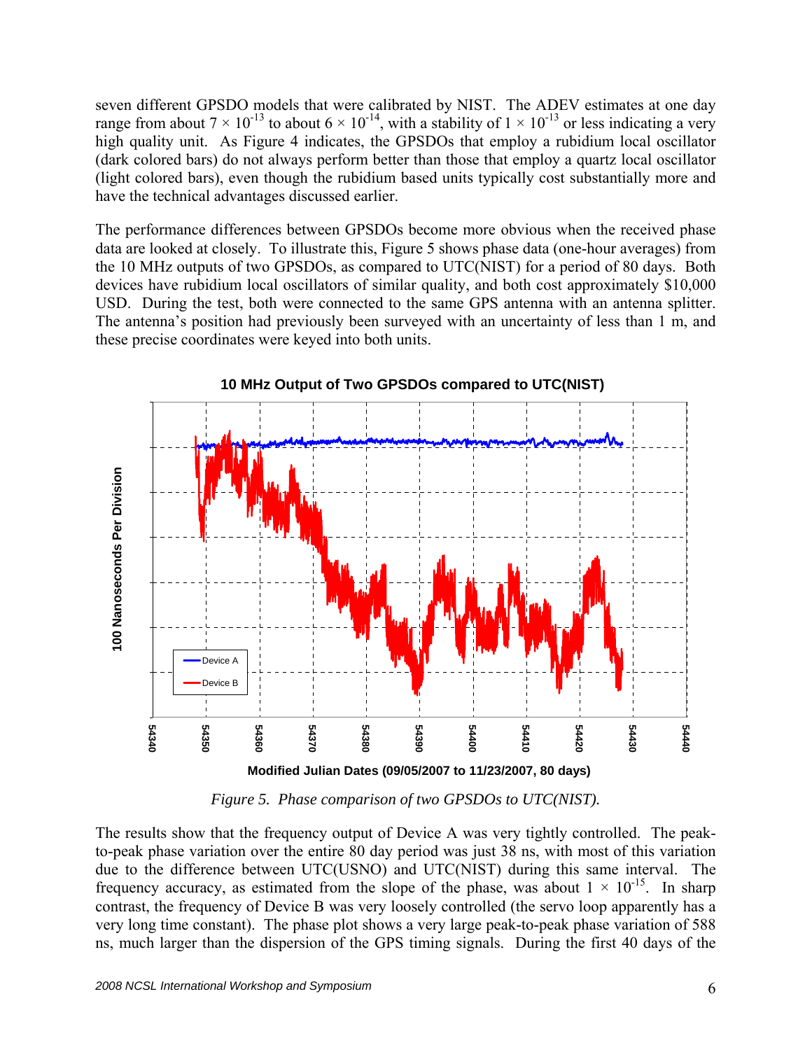seven different GPSDO models that were calibrated by NIST. The ADEV estimates at one day range from about $7 \times 10^{-13}$ to about $6 \times 10^{-14}$, with a stability of $1 \times 10^{-13}$ or less indicating a very high quality unit. As Figure 4 indicates, the GPSDOs that employ a rubidium local oscillator (dark colored bars) do not always perform better than those that employ a quartz local oscillator (light colored bars), even though the rubidium based units typically cost substantially more and have the technical advantages discussed earlier.

The performance differences between GPSDOs become more obvious when the received phase data are looked at closely. To illustrate this, Figure 5 shows phase data (one-hour averages) from the 10 MHz outputs of two GPSDOs, as compared to UTC(NIST) for a period of 80 days. Both devices have rubidium local oscillators of similar quality, and both cost approximately $10,000 USD. During the test, both were connected to the same GPS antenna with an antenna splitter. The antenna's position had previously been surveyed with an uncertainty of less than 1 m, and these precise coordinates were keyed into both units.

10 MHz Output of Two GPSDOs compared to UTC(NIST)

100 Nanoseconds Per Division

Device A

Device B

54340 54350 54360 54370 54380 54390 54400 54410 54420 54430 54440

Modified Julian Dates (09/05/2007 to 11/23/2007, 80 days)

*Figure 5. Phase comparison of two GPSDOs to UTC(NIST).*

The results show that the frequency output of Device A was very tightly controlled. The peak-to-peak phase variation over the entire 80 day period was just 38 ns, with most of this variation due to the difference between UTC(USNO) and UTC(NIST) during this same interval. The frequency accuracy, as estimated from the slope of the phase, was about $1 \times 10^{-15}$. In sharp contrast, the frequency of Device B was very loosely controlled (the servo loop apparently has a very long time constant). The phase plot shows a very large peak-to-peak phase variation of 588 ns, much larger than the dispersion of the GPS timing signals. During the first 40 days of the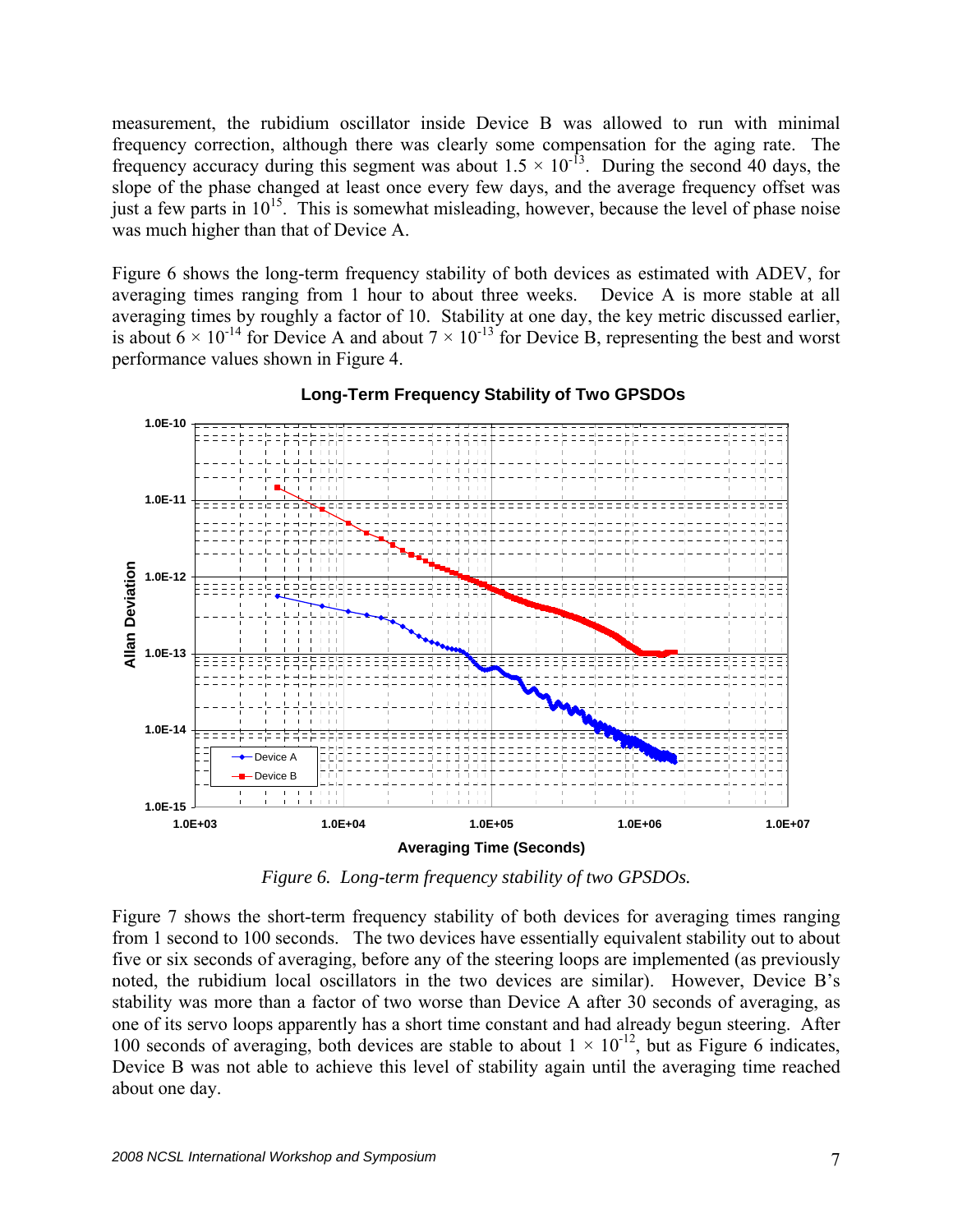measurement, the rubidium oscillator inside Device B was allowed to run with minimal frequency correction, although there was clearly some compensation for the aging rate. The frequency accuracy during this segment was about $1.5 \times 10^{-13}$. During the second 40 days, the slope of the phase changed at least once every few days, and the average frequency offset was just a few parts in $10^{15}$. This is somewhat misleading, however, because the level of phase noise was much higher than that of Device A.

Figure 6 shows the long-term frequency stability of both devices as estimated with ADEV, for averaging times ranging from 1 hour to about three weeks. Device A is more stable at all averaging times by roughly a factor of 10. Stability at one day, the key metric discussed earlier, is about $6 \times 10^{-14}$ for Device A and about $7 \times 10^{-13}$ for Device B, representing the best and worst performance values shown in Figure 4.

Long-Term Frequency Stability of Two GPSDOs

Allan Deviation

1.0E-10
1.0E-11
1.0E-12
1.0E-13
1.0E-14
1.0E-15

Device A
Device B

1.0E+03
1.0E+04
1.0E+05
1.0E+06
1.0E+07

Averaging Time (Seconds)

*Figure 6. Long-term frequency stability of two GPSDOs.*

Figure 7 shows the short-term frequency stability of both devices for averaging times ranging from 1 second to 100 seconds. The two devices have essentially equivalent stability out to about five or six seconds of averaging, before any of the steering loops are implemented (as previously noted, the rubidium local oscillators in the two devices are similar). However, Device B's stability was more than a factor of two worse than Device A after 30 seconds of averaging, as one of its servo loops apparently has a short time constant and had already begun steering. After 100 seconds of averaging, both devices are stable to about $1 \times 10^{-12}$, but as Figure 6 indicates, Device B was not able to achieve this level of stability again until the averaging time reached about one day.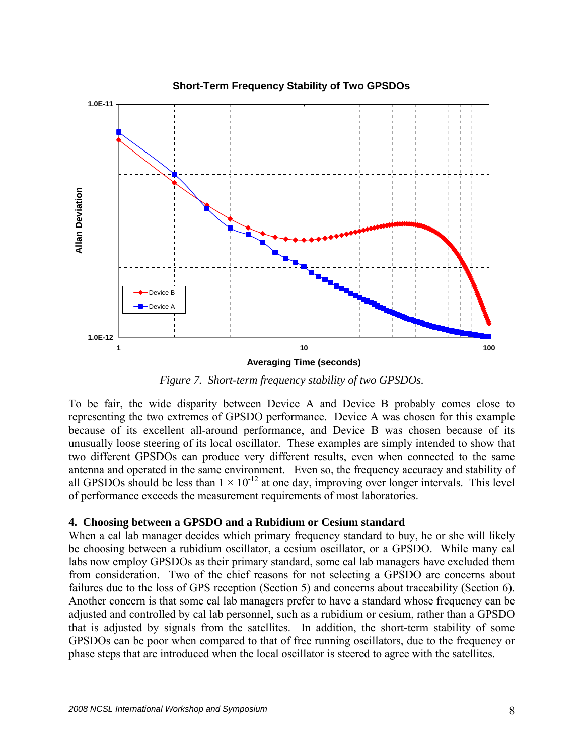Short-Term Frequency Stability of Two GPSDOs

1.0E-11

1.0E-12

Allan Deviation

1

10

100

Averaging Time (seconds)

Device B

Device A

*Figure 7. Short-term frequency stability of two GPSDOs.*

To be fair, the wide disparity between Device A and Device B probably comes close to representing the two extremes of GPSDO performance. Device A was chosen for this example because of its excellent all-around performance, and Device B was chosen because of its unusually loose steering of its local oscillator. These examples are simply intended to show that two different GPSDOs can produce very different results, even when connected to the same antenna and operated in the same environment. Even so, the frequency accuracy and stability of all GPSDOs should be less than $1 \times 10^{-12}$ at one day, improving over longer intervals. This level of performance exceeds the measurement requirements of most laboratories.

### 4. Choosing between a GPSDO and a Rubidium or Cesium standard

When a cal lab manager decides which primary frequency standard to buy, he or she will likely be choosing between a rubidium oscillator, a cesium oscillator, or a GPSDO. While many cal labs now employ GPSDOs as their primary standard, some cal lab managers have excluded them from consideration. Two of the chief reasons for not selecting a GPSDO are concerns about failures due to the loss of GPS reception (Section 5) and concerns about traceability (Section 6). Another concern is that some cal lab managers prefer to have a standard whose frequency can be adjusted and controlled by cal lab personnel, such as a rubidium or cesium, rather than a GPSDO that is adjusted by signals from the satellites. In addition, the short-term stability of some GPSDOs can be poor when compared to that of free running oscillators, due to the frequency or phase steps that are introduced when the local oscillator is steered to agree with the satellites.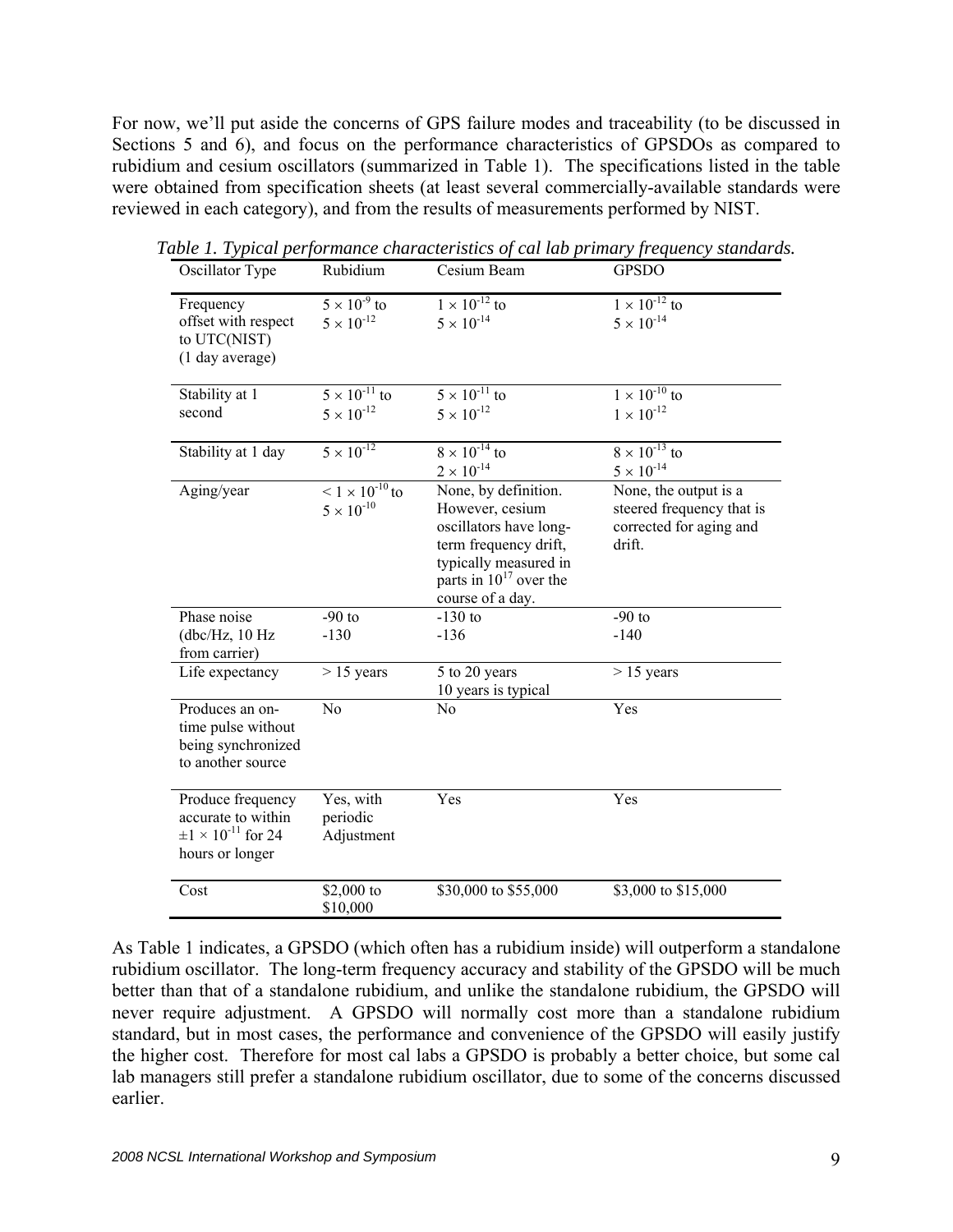For now, we'll put aside the concerns of GPS failure modes and traceability (to be discussed in Sections 5 and 6), and focus on the performance characteristics of GPSDOs as compared to rubidium and cesium oscillators (summarized in Table 1). The specifications listed in the table were obtained from specification sheets (at least several commercially-available standards were reviewed in each category), and from the results of measurements performed by NIST.

*Table 1. Typical performance characteristics of cal lab primary frequency standards.*

| Oscillator Type | Rubidium | Cesium Beam | GPSDO |
|---|---|---|---|
| Frequency offset with respect to UTC(NIST) (1 day average) | $5 \times 10^{-9}$ to $5 \times 10^{-12}$ | $1 \times 10^{-12}$ to $5 \times 10^{-14}$ | $1 \times 10^{-12}$ to $5 \times 10^{-14}$ |
| Stability at 1 second | $5 \times 10^{-11}$ to $5 \times 10^{-12}$ | $5 \times 10^{-11}$ to $5 \times 10^{-12}$ | $1 \times 10^{-10}$ to $1 \times 10^{-12}$ |
| Stability at 1 day | $5 \times 10^{-12}$ | $8 \times 10^{-14}$ to $2 \times 10^{-14}$ | $8 \times 10^{-13}$ to $5 \times 10^{-14}$ |
| Aging/year | $< 1 \times 10^{-10}$ to $5 \times 10^{-10}$ | None, by definition. However, cesium oscillators have long-term frequency drift, typically measured in parts in $10^{17}$ over the course of a day. | None, the output is a steered frequency that is corrected for aging and drift. |
| Phase noise (dbc/Hz, 10 Hz from carrier) | -90 to -130 | -130 to -136 | -90 to -140 |
| Life expectancy | > 15 years | 5 to 20 years 10 years is typical | > 15 years |
| Produces an on-time pulse without being synchronized to another source | No | No | Yes |
| Produce frequency accurate to within $\pm 1 \times 10^{-11}$ for 24 hours or longer | Yes, with periodic Adjustment | Yes | Yes |
| Cost | \$2,000 to \$10,000 | \$30,000 to \$55,000 | \$3,000 to \$15,000 |

As Table 1 indicates, a GPSDO (which often has a rubidium inside) will outperform a standalone rubidium oscillator. The long-term frequency accuracy and stability of the GPSDO will be much better than that of a standalone rubidium, and unlike the standalone rubidium, the GPSDO will never require adjustment. A GPSDO will normally cost more than a standalone rubidium standard, but in most cases, the performance and convenience of the GPSDO will easily justify the higher cost. Therefore for most cal labs a GPSDO is probably a better choice, but some cal lab managers still prefer a standalone rubidium oscillator, due to some of the concerns discussed earlier.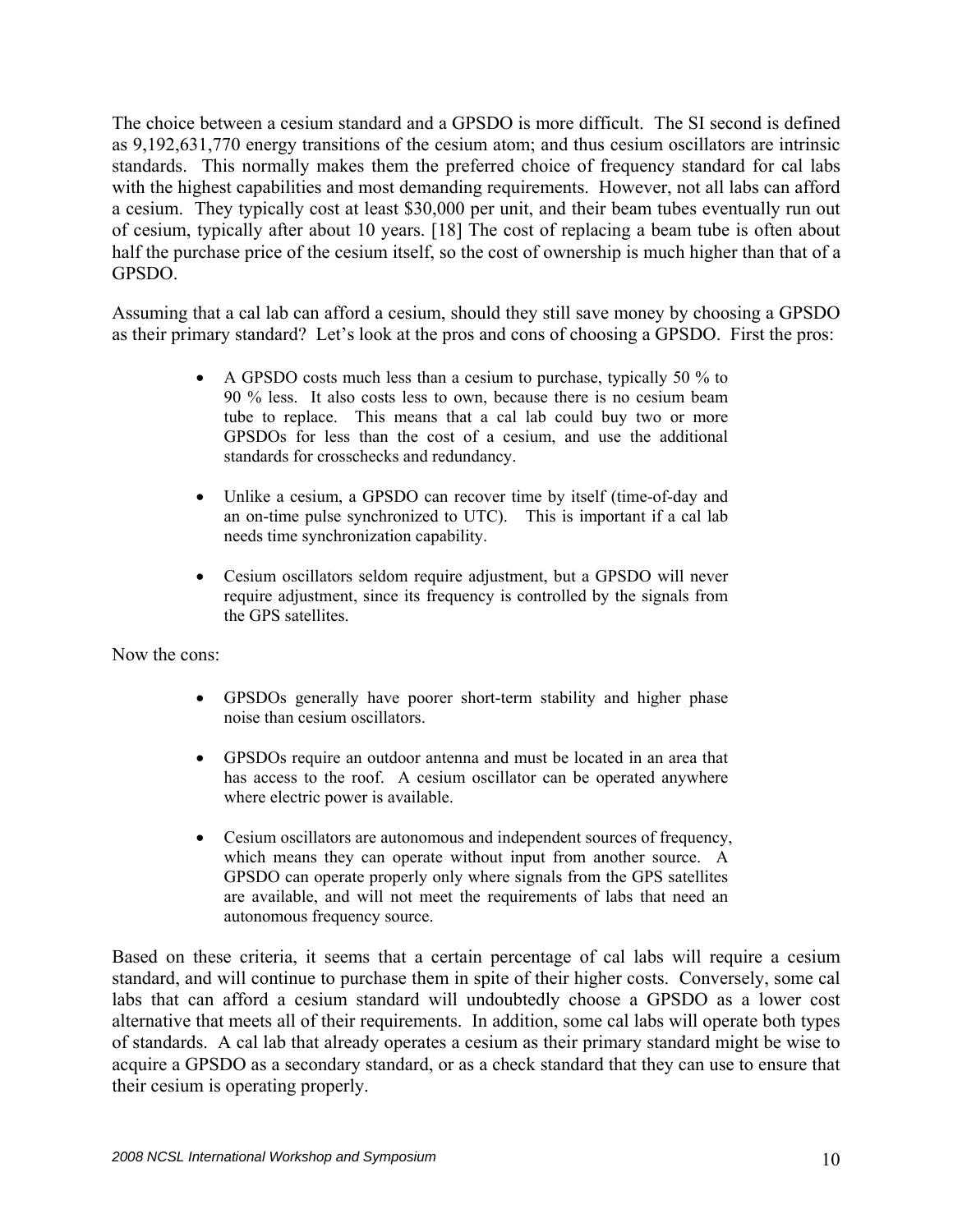The choice between a cesium standard and a GPSDO is more difficult. The SI second is defined as 9,192,631,770 energy transitions of the cesium atom; and thus cesium oscillators are intrinsic standards. This normally makes them the preferred choice of frequency standard for cal labs with the highest capabilities and most demanding requirements. However, not all labs can afford a cesium. They typically cost at least $30,000 per unit, and their beam tubes eventually run out of cesium, typically after about 10 years. [18] The cost of replacing a beam tube is often about half the purchase price of the cesium itself, so the cost of ownership is much higher than that of a GPSDO.

Assuming that a cal lab can afford a cesium, should they still save money by choosing a GPSDO as their primary standard? Let's look at the pros and cons of choosing a GPSDO. First the pros:

- A GPSDO costs much less than a cesium to purchase, typically 50 % to 90 % less. It also costs less to own, because there is no cesium beam tube to replace. This means that a cal lab could buy two or more GPSDOs for less than the cost of a cesium, and use the additional standards for crosschecks and redundancy.

- Unlike a cesium, a GPSDO can recover time by itself (time-of-day and an on-time pulse synchronized to UTC). This is important if a cal lab needs time synchronization capability.

- Cesium oscillators seldom require adjustment, but a GPSDO will never require adjustment, since its frequency is controlled by the signals from the GPS satellites.

Now the cons:

- GPSDOs generally have poorer short-term stability and higher phase noise than cesium oscillators.

- GPSDOs require an outdoor antenna and must be located in an area that has access to the roof. A cesium oscillator can be operated anywhere where electric power is available.

- Cesium oscillators are autonomous and independent sources of frequency, which means they can operate without input from another source. A GPSDO can operate properly only where signals from the GPS satellites are available, and will not meet the requirements of labs that need an autonomous frequency source.

Based on these criteria, it seems that a certain percentage of cal labs will require a cesium standard, and will continue to purchase them in spite of their higher costs. Conversely, some cal labs that can afford a cesium standard will undoubtedly choose a GPSDO as a lower cost alternative that meets all of their requirements. In addition, some cal labs will operate both types of standards. A cal lab that already operates a cesium as their primary standard might be wise to acquire a GPSDO as a secondary standard, or as a check standard that they can use to ensure that their cesium is operating properly.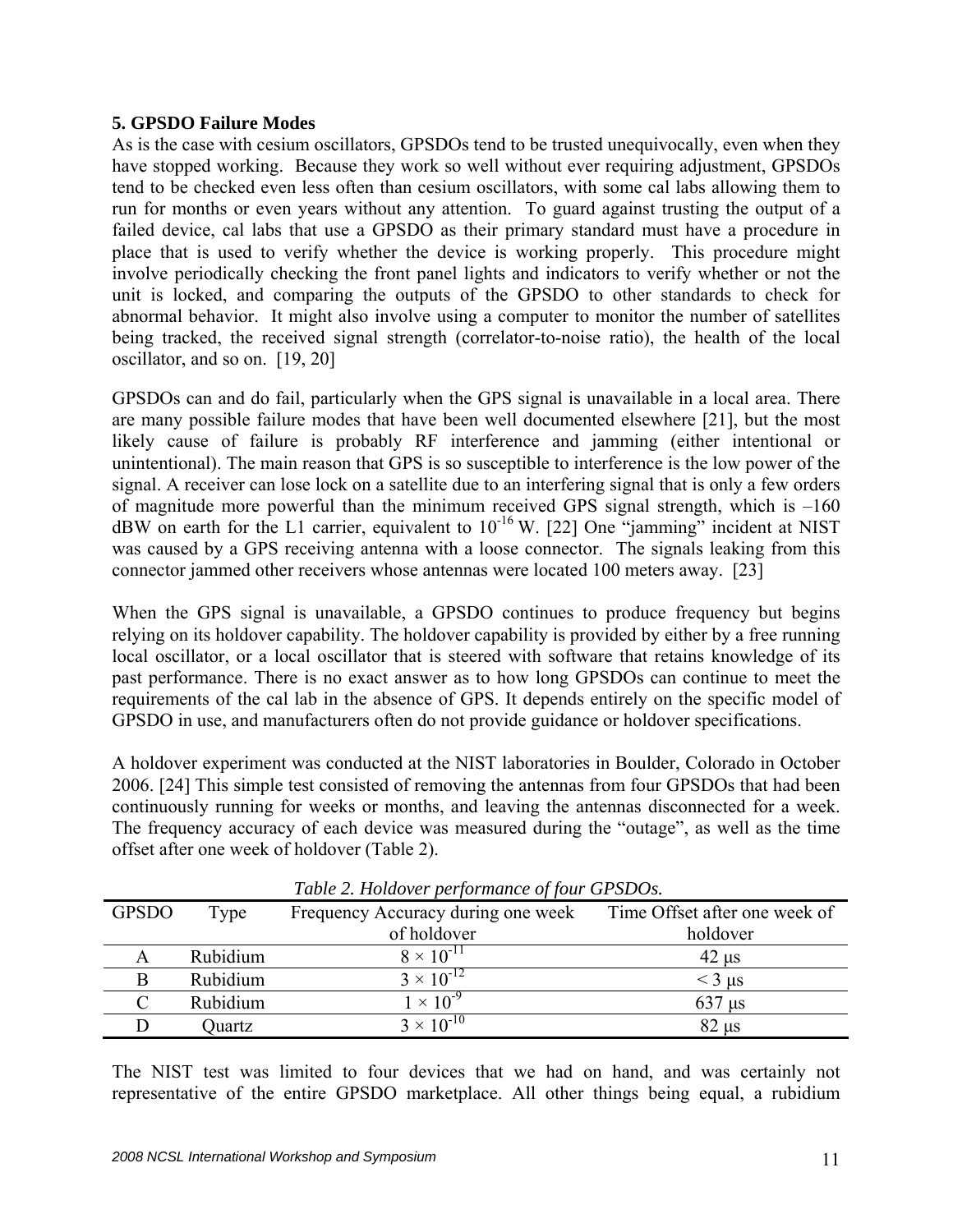## 5. GPSDO Failure Modes

As is the case with cesium oscillators, GPSDOs tend to be trusted unequivocally, even when they have stopped working. Because they work so well without ever requiring adjustment, GPSDOs tend to be checked even less often than cesium oscillators, with some cal labs allowing them to run for months or even years without any attention. To guard against trusting the output of a failed device, cal labs that use a GPSDO as their primary standard must have a procedure in place that is used to verify whether the device is working properly. This procedure might involve periodically checking the front panel lights and indicators to verify whether or not the unit is locked, and comparing the outputs of the GPSDO to other standards to check for abnormal behavior. It might also involve using a computer to monitor the number of satellites being tracked, the received signal strength (correlator-to-noise ratio), the health of the local oscillator, and so on. [19, 20]

GPSDOs can and do fail, particularly when the GPS signal is unavailable in a local area. There are many possible failure modes that have been well documented elsewhere [21], but the most likely cause of failure is probably RF interference and jamming (either intentional or unintentional). The main reason that GPS is so susceptible to interference is the low power of the signal. A receiver can lose lock on a satellite due to an interfering signal that is only a few orders of magnitude more powerful than the minimum received GPS signal strength, which is –160 dBW on earth for the L1 carrier, equivalent to $10^{-16}$ W. [22] One "jamming" incident at NIST was caused by a GPS receiving antenna with a loose connector. The signals leaking from this connector jammed other receivers whose antennas were located 100 meters away. [23]

When the GPS signal is unavailable, a GPSDO continues to produce frequency but begins relying on its holdover capability. The holdover capability is provided by either by a free running local oscillator, or a local oscillator that is steered with software that retains knowledge of its past performance. There is no exact answer as to how long GPSDOs can continue to meet the requirements of the cal lab in the absence of GPS. It depends entirely on the specific model of GPSDO in use, and manufacturers often do not provide guidance or holdover specifications.

A holdover experiment was conducted at the NIST laboratories in Boulder, Colorado in October 2006. [24] This simple test consisted of removing the antennas from four GPSDOs that had been continuously running for weeks or months, and leaving the antennas disconnected for a week. The frequency accuracy of each device was measured during the "outage", as well as the time offset after one week of holdover (Table 2).

*Table 2. Holdover performance of four GPSDOs.*

| GPSDO | Type | Frequency Accuracy during one week of holdover | Time Offset after one week of holdover |
|---|---|---|---|
| A | Rubidium | $8 \times 10^{-11}$ | 42 μs |
| B | Rubidium | $3 \times 10^{-12}$ | < 3 μs |
| C | Rubidium | $1 \times 10^{-9}$ | 637 μs |
| D | Quartz | $3 \times 10^{-10}$ | 82 μs |

The NIST test was limited to four devices that we had on hand, and was certainly not representative of the entire GPSDO marketplace. All other things being equal, a rubidium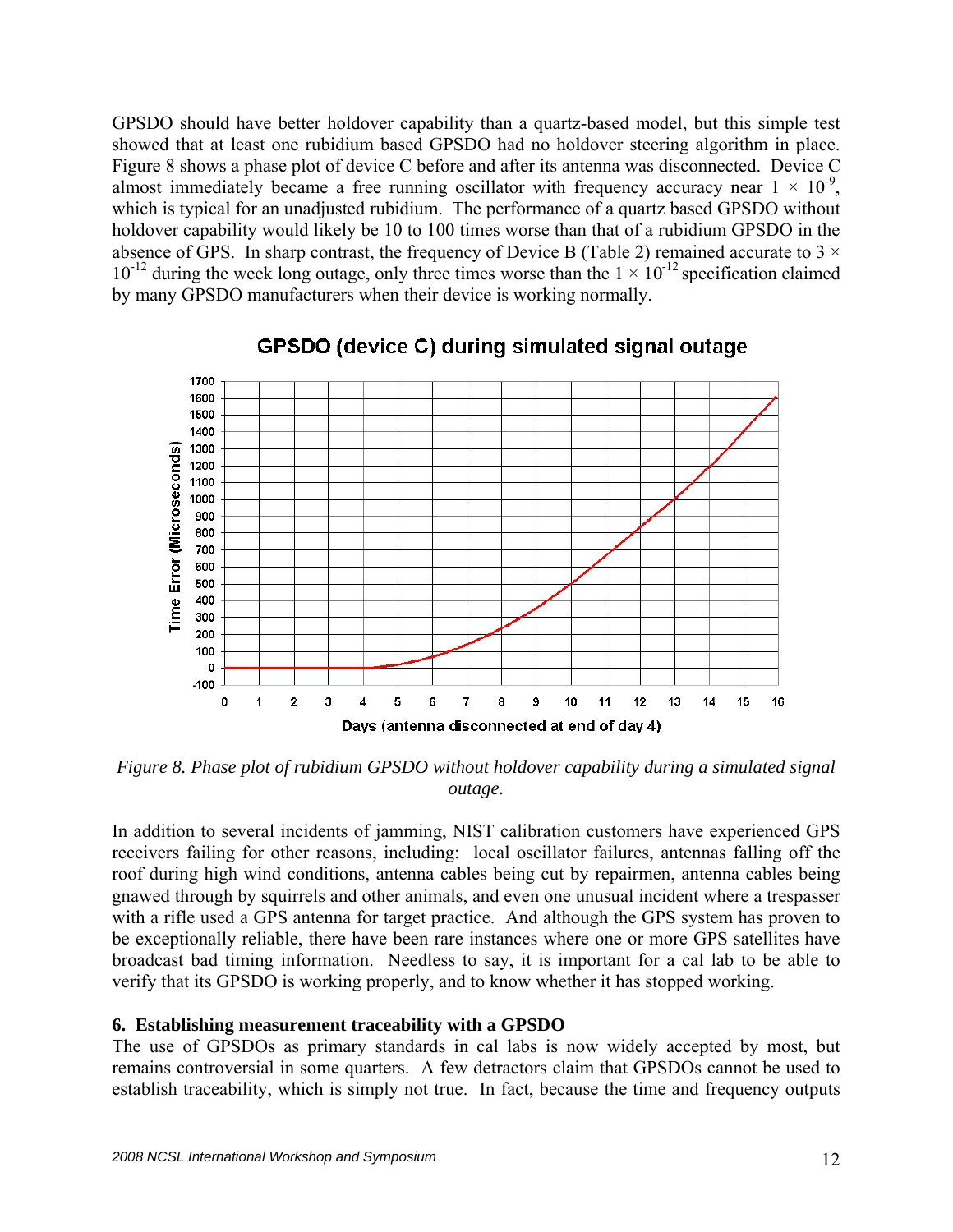GPSDO should have better holdover capability than a quartz-based model, but this simple test showed that at least one rubidium based GPSDO had no holdover steering algorithm in place. Figure 8 shows a phase plot of device C before and after its antenna was disconnected. Device C almost immediately became a free running oscillator with frequency accuracy near $1 \times 10^{-9}$, which is typical for an unadjusted rubidium. The performance of a quartz based GPSDO without holdover capability would likely be 10 to 100 times worse than that of a rubidium GPSDO in the absence of GPS. In sharp contrast, the frequency of Device B (Table 2) remained accurate to $3 \times 10^{-12}$ during the week long outage, only three times worse than the $1 \times 10^{-12}$ specification claimed by many GPSDO manufacturers when their device is working normally.

GPSDO (device C) during simulated signal outage

Time Error (Microseconds)

1700
1600
1500
1400
1300
1200
1100
1000
900
800
700
600
500
400
300
200
100
0
-100

0 1 2 3 4 5 6 7 8 9 10 11 12 13 14 15 16

Days (antenna disconnected at end of day 4)

*Figure 8. Phase plot of rubidium GPSDO without holdover capability during a simulated signal outage.*

In addition to several incidents of jamming, NIST calibration customers have experienced GPS receivers failing for other reasons, including: local oscillator failures, antennas falling off the roof during high wind conditions, antenna cables being cut by repairmen, antenna cables being gnawed through by squirrels and other animals, and even one unusual incident where a trespasser with a rifle used a GPS antenna for target practice. And although the GPS system has proven to be exceptionally reliable, there have been rare instances where one or more GPS satellites have broadcast bad timing information. Needless to say, it is important for a cal lab to be able to verify that its GPSDO is working properly, and to know whether it has stopped working.

## 6. Establishing measurement traceability with a GPSDO

The use of GPSDOs as primary standards in cal labs is now widely accepted by most, but remains controversial in some quarters. A few detractors claim that GPSDOs cannot be used to establish traceability, which is simply not true. In fact, because the time and frequency outputs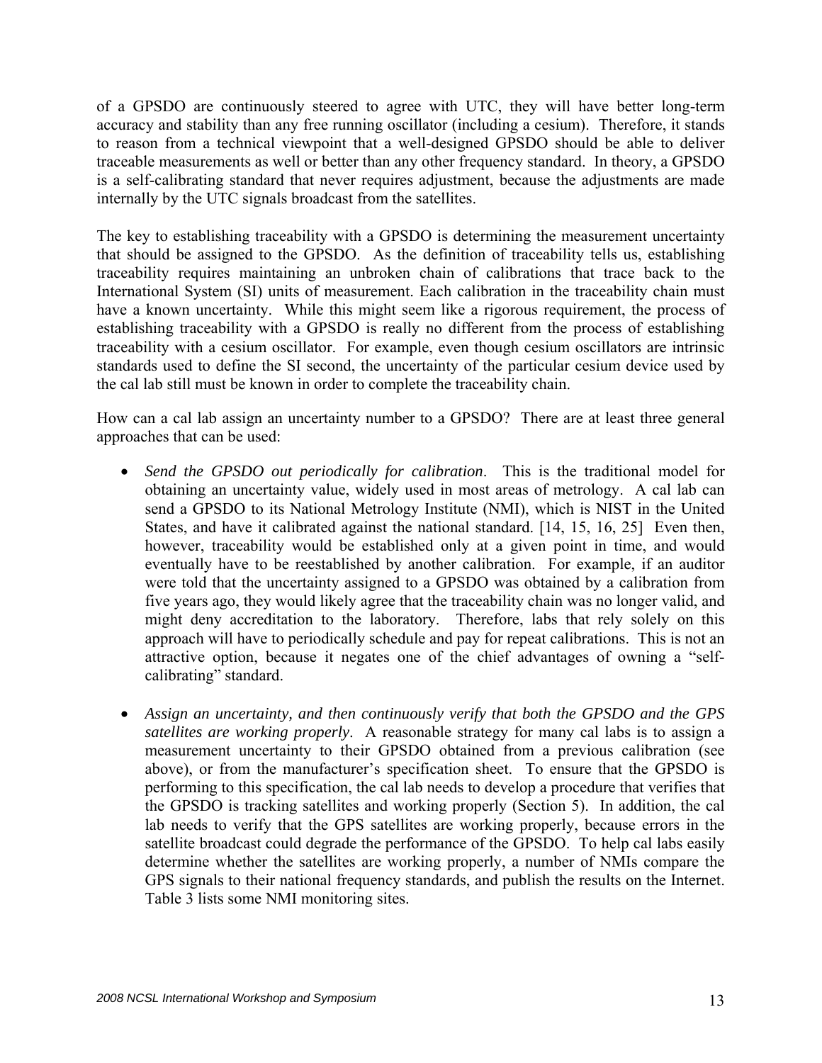of a GPSDO are continuously steered to agree with UTC, they will have better long-term accuracy and stability than any free running oscillator (including a cesium). Therefore, it stands to reason from a technical viewpoint that a well-designed GPSDO should be able to deliver traceable measurements as well or better than any other frequency standard. In theory, a GPSDO is a self-calibrating standard that never requires adjustment, because the adjustments are made internally by the UTC signals broadcast from the satellites.

The key to establishing traceability with a GPSDO is determining the measurement uncertainty that should be assigned to the GPSDO. As the definition of traceability tells us, establishing traceability requires maintaining an unbroken chain of calibrations that trace back to the International System (SI) units of measurement. Each calibration in the traceability chain must have a known uncertainty. While this might seem like a rigorous requirement, the process of establishing traceability with a GPSDO is really no different from the process of establishing traceability with a cesium oscillator. For example, even though cesium oscillators are intrinsic standards used to define the SI second, the uncertainty of the particular cesium device used by the cal lab still must be known in order to complete the traceability chain.

How can a cal lab assign an uncertainty number to a GPSDO? There are at least three general approaches that can be used:

- *Send the GPSDO out periodically for calibration*. This is the traditional model for obtaining an uncertainty value, widely used in most areas of metrology. A cal lab can send a GPSDO to its National Metrology Institute (NMI), which is NIST in the United States, and have it calibrated against the national standard. [14, 15, 16, 25] Even then, however, traceability would be established only at a given point in time, and would eventually have to be reestablished by another calibration. For example, if an auditor were told that the uncertainty assigned to a GPSDO was obtained by a calibration from five years ago, they would likely agree that the traceability chain was no longer valid, and might deny accreditation to the laboratory. Therefore, labs that rely solely on this approach will have to periodically schedule and pay for repeat calibrations. This is not an attractive option, because it negates one of the chief advantages of owning a "self-calibrating" standard.

- *Assign an uncertainty, and then continuously verify that both the GPSDO and the GPS satellites are working properly*. A reasonable strategy for many cal labs is to assign a measurement uncertainty to their GPSDO obtained from a previous calibration (see above), or from the manufacturer's specification sheet. To ensure that the GPSDO is performing to this specification, the cal lab needs to develop a procedure that verifies that the GPSDO is tracking satellites and working properly (Section 5). In addition, the cal lab needs to verify that the GPS satellites are working properly, because errors in the satellite broadcast could degrade the performance of the GPSDO. To help cal labs easily determine whether the satellites are working properly, a number of NMIs compare the GPS signals to their national frequency standards, and publish the results on the Internet. Table 3 lists some NMI monitoring sites.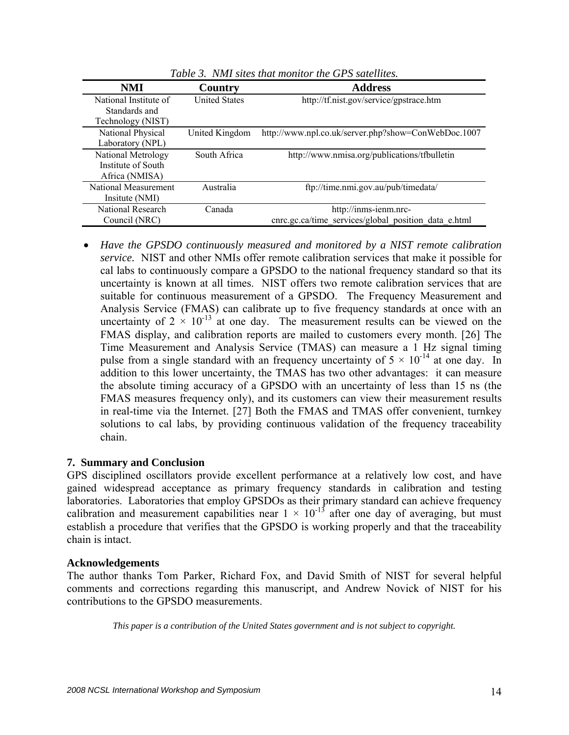*Table 3. NMI sites that monitor the GPS satellites.*

| NMI | Country | Address |
| --- | --- | --- |
| National Institute of Standards and Technology (NIST) | United States | http://tf.nist.gov/service/gpstrace.htm |
| National Physical Laboratory (NPL) | United Kingdom | http://www.npl.co.uk/server.php?show=ConWebDoc.1007 |
| National Metrology Institute of South Africa (NMISA) | South Africa | http://www.nmisa.org/publications/tfbulletin |
| National Measurement Insitute (NMI) | Australia | ftp://time.nmi.gov.au/pub/timedata/ |
| National Research Council (NRC) | Canada | http://inms-ienm.nrc-cnrc.gc.ca/time_services/global_position_data_e.html |

- *Have the GPSDO continuously measured and monitored by a NIST remote calibration service.* NIST and other NMIs offer remote calibration services that make it possible for cal labs to continuously compare a GPSDO to the national frequency standard so that its uncertainty is known at all times. NIST offers two remote calibration services that are suitable for continuous measurement of a GPSDO. The Frequency Measurement and Analysis Service (FMAS) can calibrate up to five frequency standards at once with an uncertainty of $2 \times 10^{-13}$ at one day. The measurement results can be viewed on the FMAS display, and calibration reports are mailed to customers every month. [26] The Time Measurement and Analysis Service (TMAS) can measure a 1 Hz signal timing pulse from a single standard with an frequency uncertainty of $5 \times 10^{-14}$ at one day. In addition to this lower uncertainty, the TMAS has two other advantages: it can measure the absolute timing accuracy of a GPSDO with an uncertainty of less than 15 ns (the FMAS measures frequency only), and its customers can view their measurement results in real-time via the Internet. [27] Both the FMAS and TMAS offer convenient, turnkey solutions to cal labs, by providing continuous validation of the frequency traceability chain.

## 7. Summary and Conclusion

GPS disciplined oscillators provide excellent performance at a relatively low cost, and have gained widespread acceptance as primary frequency standards in calibration and testing laboratories. Laboratories that employ GPSDOs as their primary standard can achieve frequency calibration and measurement capabilities near $1 \times 10^{-13}$ after one day of averaging, but must establish a procedure that verifies that the GPSDO is working properly and that the traceability chain is intact.

## Acknowledgements

The author thanks Tom Parker, Richard Fox, and David Smith of NIST for several helpful comments and corrections regarding this manuscript, and Andrew Novick of NIST for his contributions to the GPSDO measurements.

*This paper is a contribution of the United States government and is not subject to copyright.*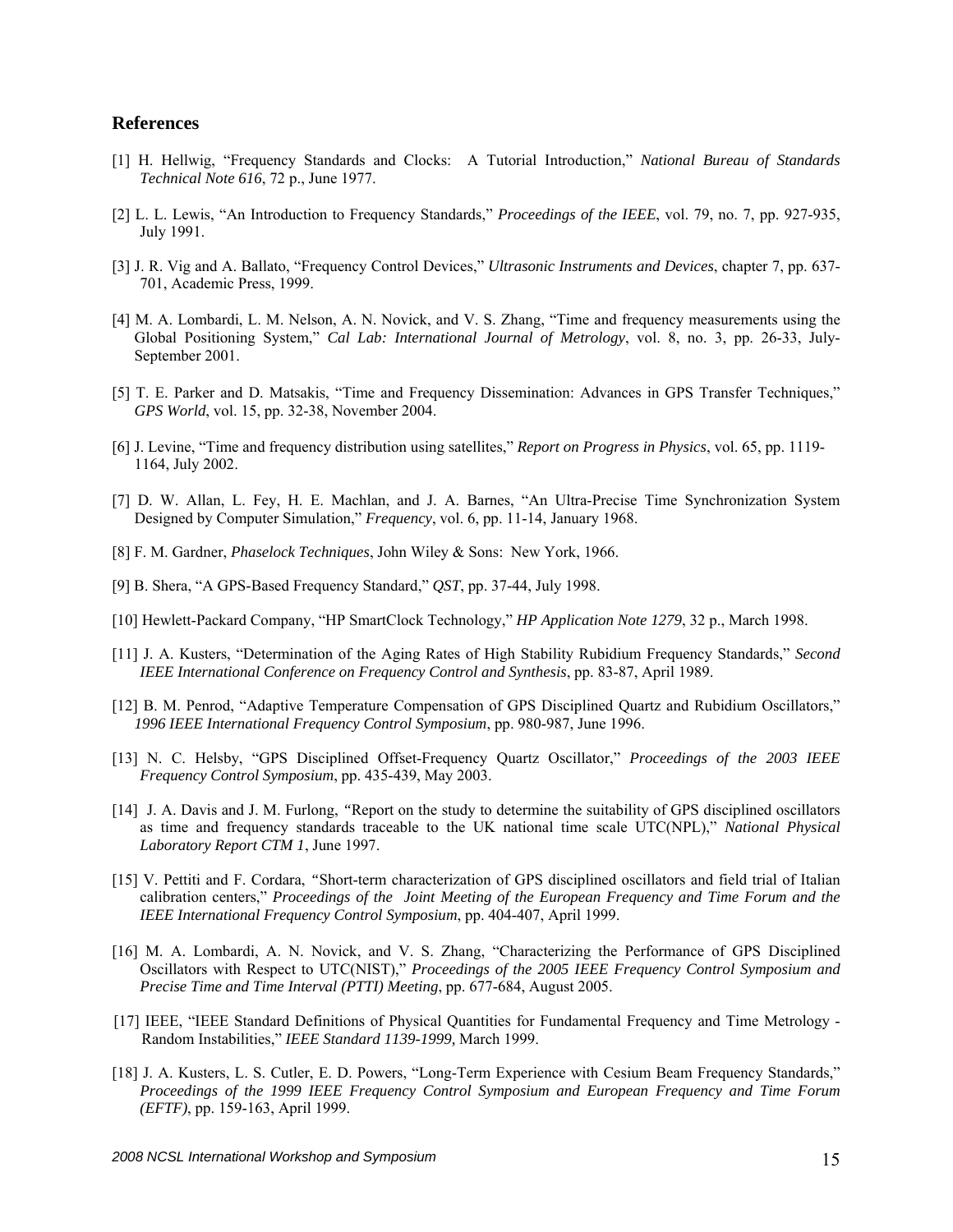## References

[1] H. Hellwig, "Frequency Standards and Clocks: A Tutorial Introduction," *National Bureau of Standards Technical Note 616*, 72 p., June 1977.

[2] L. L. Lewis, "An Introduction to Frequency Standards," *Proceedings of the IEEE*, vol. 79, no. 7, pp. 927-935, July 1991.

[3] J. R. Vig and A. Ballato, "Frequency Control Devices," *Ultrasonic Instruments and Devices*, chapter 7, pp. 637-701, Academic Press, 1999.

[4] M. A. Lombardi, L. M. Nelson, A. N. Novick, and V. S. Zhang, "Time and frequency measurements using the Global Positioning System," *Cal Lab: International Journal of Metrology*, vol. 8, no. 3, pp. 26-33, July-September 2001.

[5] T. E. Parker and D. Matsakis, "Time and Frequency Dissemination: Advances in GPS Transfer Techniques," *GPS World*, vol. 15, pp. 32-38, November 2004.

[6] J. Levine, "Time and frequency distribution using satellites," *Report on Progress in Physics*, vol. 65, pp. 1119-1164, July 2002.

[7] D. W. Allan, L. Fey, H. E. Machlan, and J. A. Barnes, "An Ultra-Precise Time Synchronization System Designed by Computer Simulation," *Frequency*, vol. 6, pp. 11-14, January 1968.

[8] F. M. Gardner, *Phaselock Techniques*, John Wiley & Sons: New York, 1966.

[9] B. Shera, "A GPS-Based Frequency Standard," *QST*, pp. 37-44, July 1998.

[10] Hewlett-Packard Company, "HP SmartClock Technology," *HP Application Note 1279*, 32 p., March 1998.

[11] J. A. Kusters, "Determination of the Aging Rates of High Stability Rubidium Frequency Standards," *Second IEEE International Conference on Frequency Control and Synthesis*, pp. 83-87, April 1989.

[12] B. M. Penrod, "Adaptive Temperature Compensation of GPS Disciplined Quartz and Rubidium Oscillators," *1996 IEEE International Frequency Control Symposium*, pp. 980-987, June 1996.

[13] N. C. Helsby, "GPS Disciplined Offset-Frequency Quartz Oscillator," *Proceedings of the 2003 IEEE Frequency Control Symposium*, pp. 435-439, May 2003.

[14] J. A. Davis and J. M. Furlong, "Report on the study to determine the suitability of GPS disciplined oscillators as time and frequency standards traceable to the UK national time scale UTC(NPL)," *National Physical Laboratory Report CTM 1*, June 1997.

[15] V. Pettiti and F. Cordara, "Short-term characterization of GPS disciplined oscillators and field trial of Italian calibration centers," *Proceedings of the Joint Meeting of the European Frequency and Time Forum and the IEEE International Frequency Control Symposium*, pp. 404-407, April 1999.

[16] M. A. Lombardi, A. N. Novick, and V. S. Zhang, "Characterizing the Performance of GPS Disciplined Oscillators with Respect to UTC(NIST)," *Proceedings of the 2005 IEEE Frequency Control Symposium and Precise Time and Time Interval (PTTI) Meeting*, pp. 677-684, August 2005.

[17] IEEE, "IEEE Standard Definitions of Physical Quantities for Fundamental Frequency and Time Metrology - Random Instabilities," *IEEE Standard 1139-1999,* March 1999.

[18] J. A. Kusters, L. S. Cutler, E. D. Powers, "Long-Term Experience with Cesium Beam Frequency Standards," *Proceedings of the 1999 IEEE Frequency Control Symposium and European Frequency and Time Forum (EFTF)*, pp. 159-163, April 1999.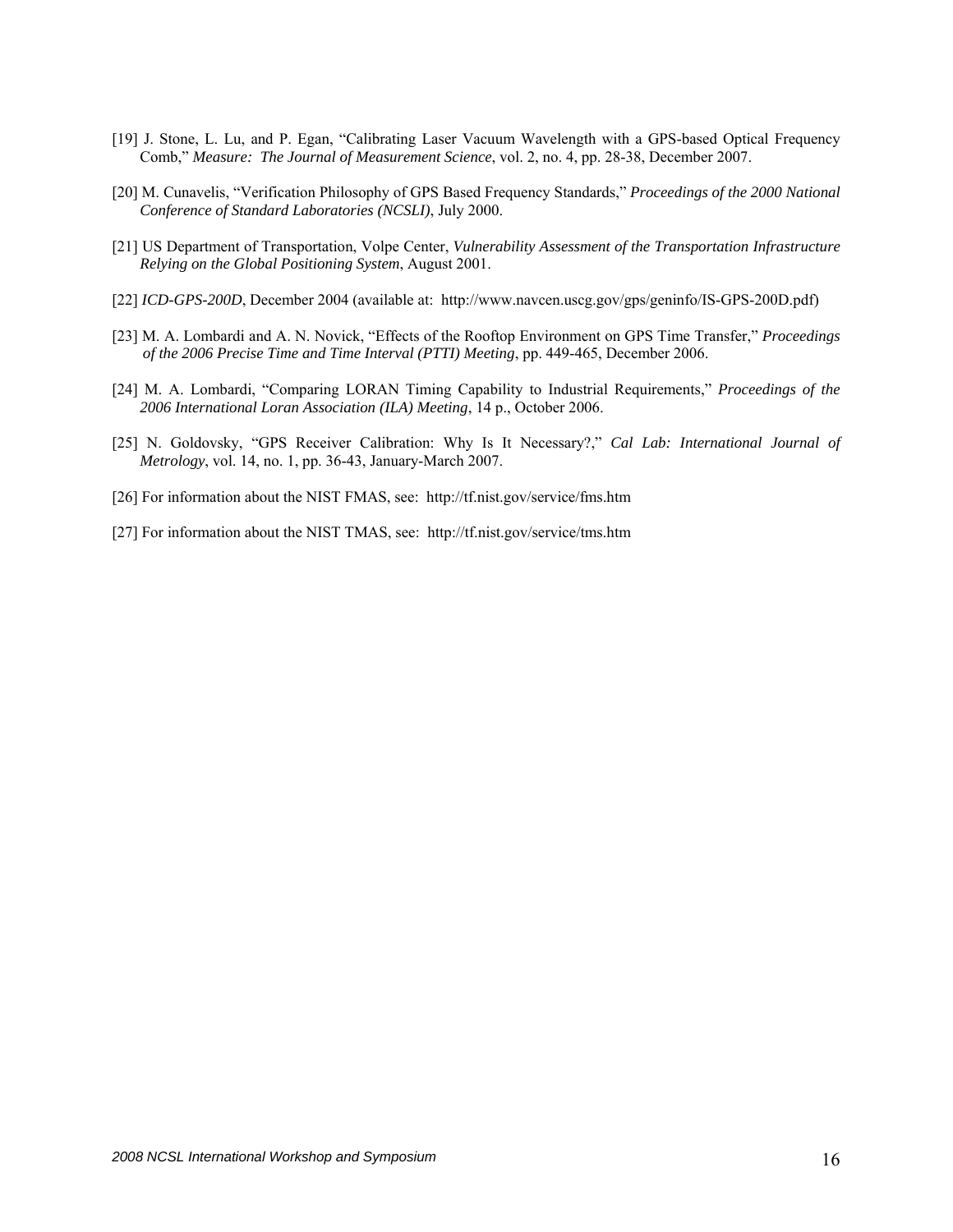[19] J. Stone, L. Lu, and P. Egan, "Calibrating Laser Vacuum Wavelength with a GPS-based Optical Frequency Comb," *Measure: The Journal of Measurement Science*, vol. 2, no. 4, pp. 28-38, December 2007.

[20] M. Cunavelis, "Verification Philosophy of GPS Based Frequency Standards," *Proceedings of the 2000 National Conference of Standard Laboratories (NCSLI)*, July 2000.

[21] US Department of Transportation, Volpe Center, *Vulnerability Assessment of the Transportation Infrastructure Relying on the Global Positioning System*, August 2001.

[22] *ICD-GPS-200D*, December 2004 (available at: http://www.navcen.uscg.gov/gps/geninfo/IS-GPS-200D.pdf)

[23] M. A. Lombardi and A. N. Novick, "Effects of the Rooftop Environment on GPS Time Transfer," *Proceedings of the 2006 Precise Time and Time Interval (PTTI) Meeting*, pp. 449-465, December 2006.

[24] M. A. Lombardi, "Comparing LORAN Timing Capability to Industrial Requirements," *Proceedings of the 2006 International Loran Association (ILA) Meeting*, 14 p., October 2006.

[25] N. Goldovsky, "GPS Receiver Calibration: Why Is It Necessary?," *Cal Lab: International Journal of Metrology*, vol. 14, no. 1, pp. 36-43, January-March 2007.

[26] For information about the NIST FMAS, see: http://tf.nist.gov/service/fms.htm

[27] For information about the NIST TMAS, see: http://tf.nist.gov/service/tms.htm